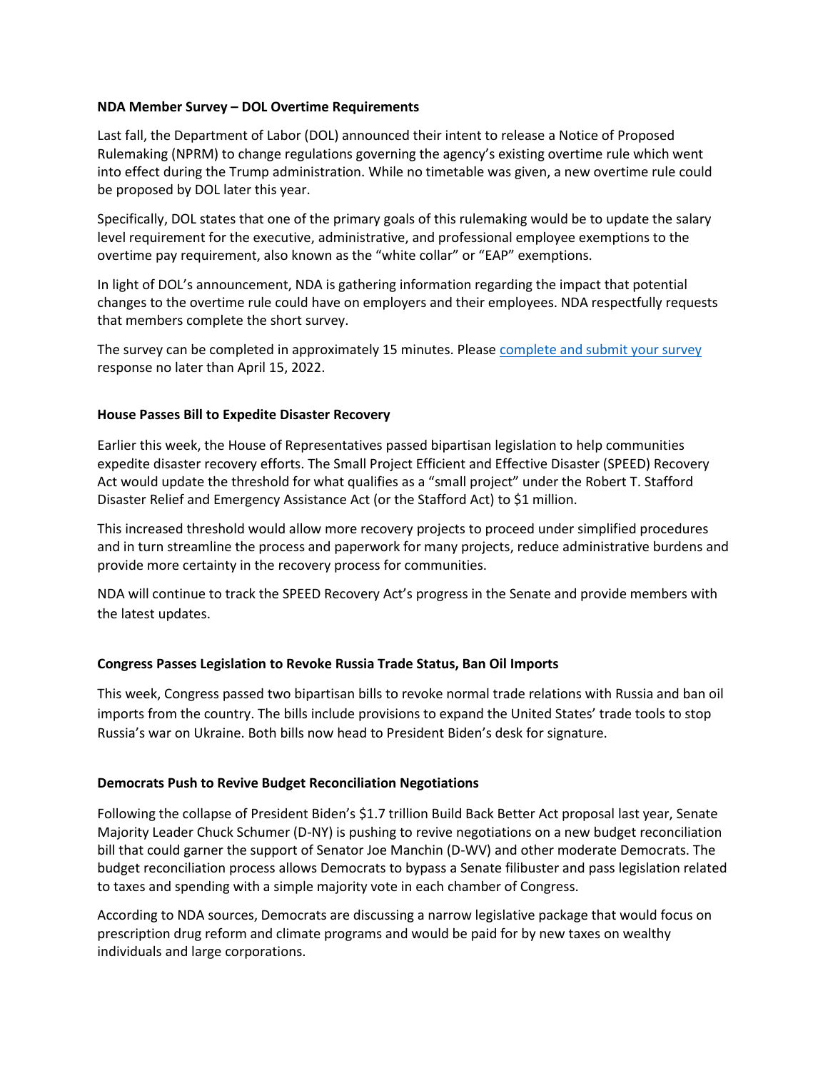**NDA Member Survey – DOL Overtime Requirements**

Last fall, the Department of Labor (DOL) announced their intent to release a Notice of Proposed Rulemaking (NPRM) to change regulations governing the agency's existing overtime rule which went into effect during the Trump administration. While no timetable was given, a new overtime rule could be proposed by DOL later this year.

Specifically, DOL states that one of the primary goals of this rulemaking would be to update the salary level requirement for the executive, administrative, and professional employee exemptions to the overtime pay requirement, also known as the "white collar" or "EAP" exemptions.

In light of DOL's announcement, NDA is gathering information regarding the impact that potential changes to the overtime rule could have on employers and their employees. NDA respectfully requests that members complete the short survey.

The survey can be completed in approximately 15 minutes. Please complete and submit your survey response no later than April 15, 2022.

**House Passes Bill to Expedite Disaster Recovery**

Earlier this week, the House of Representatives passed bipartisan legislation to help communities expedite disaster recovery efforts. The Small Project Efficient and Effective Disaster (SPEED) Recovery Act would update the threshold for what qualifies as a "small project" under the Robert T. Stafford Disaster Relief and Emergency Assistance Act (or the Stafford Act) to $1 million.

This increased threshold would allow more recovery projects to proceed under simplified procedures and in turn streamline the process and paperwork for many projects, reduce administrative burdens and provide more certainty in the recovery process for communities.

NDA will continue to track the SPEED Recovery Act's progress in the Senate and provide members with the latest updates.

**Congress Passes Legislation to Revoke Russia Trade Status, Ban Oil Imports**

This week, Congress passed two bipartisan bills to revoke normal trade relations with Russia and ban oil imports from the country. The bills include provisions to expand the United States' trade tools to stop Russia's war on Ukraine. Both bills now head to President Biden's desk for signature.

**Democrats Push to Revive Budget Reconciliation Negotiations**

Following the collapse of President Biden's $1.7 trillion Build Back Better Act proposal last year, Senate Majority Leader Chuck Schumer (D-NY) is pushing to revive negotiations on a new budget reconciliation bill that could garner the support of Senator Joe Manchin (D-WV) and other moderate Democrats. The budget reconciliation process allows Democrats to bypass a Senate filibuster and pass legislation related to taxes and spending with a simple majority vote in each chamber of Congress.

According to NDA sources, Democrats are discussing a narrow legislative package that would focus on prescription drug reform and climate programs and would be paid for by new taxes on wealthy individuals and large corporations.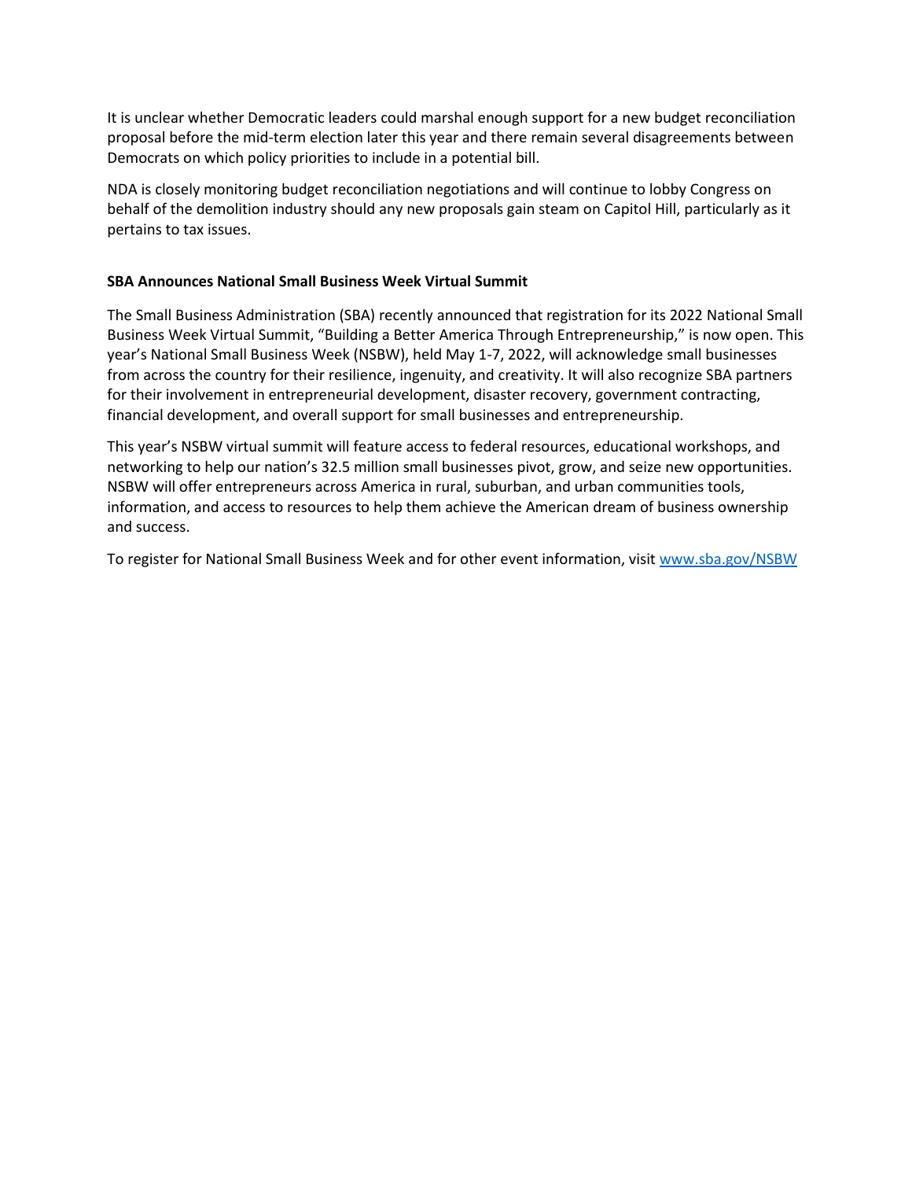It is unclear whether Democratic leaders could marshal enough support for a new budget reconciliation proposal before the mid-term election later this year and there remain several disagreements between Democrats on which policy priorities to include in a potential bill.

NDA is closely monitoring budget reconciliation negotiations and will continue to lobby Congress on behalf of the demolition industry should any new proposals gain steam on Capitol Hill, particularly as it pertains to tax issues.

**SBA Announces National Small Business Week Virtual Summit**

The Small Business Administration (SBA) recently announced that registration for its 2022 National Small Business Week Virtual Summit, "Building a Better America Through Entrepreneurship," is now open. This year's National Small Business Week (NSBW), held May 1-7, 2022, will acknowledge small businesses from across the country for their resilience, ingenuity, and creativity. It will also recognize SBA partners for their involvement in entrepreneurial development, disaster recovery, government contracting, financial development, and overall support for small businesses and entrepreneurship.

This year's NSBW virtual summit will feature access to federal resources, educational workshops, and networking to help our nation's 32.5 million small businesses pivot, grow, and seize new opportunities. NSBW will offer entrepreneurs across America in rural, suburban, and urban communities tools, information, and access to resources to help them achieve the American dream of business ownership and success.

To register for National Small Business Week and for other event information, visit [www.sba.gov/NSBW](http://www.sba.gov/NSBW)